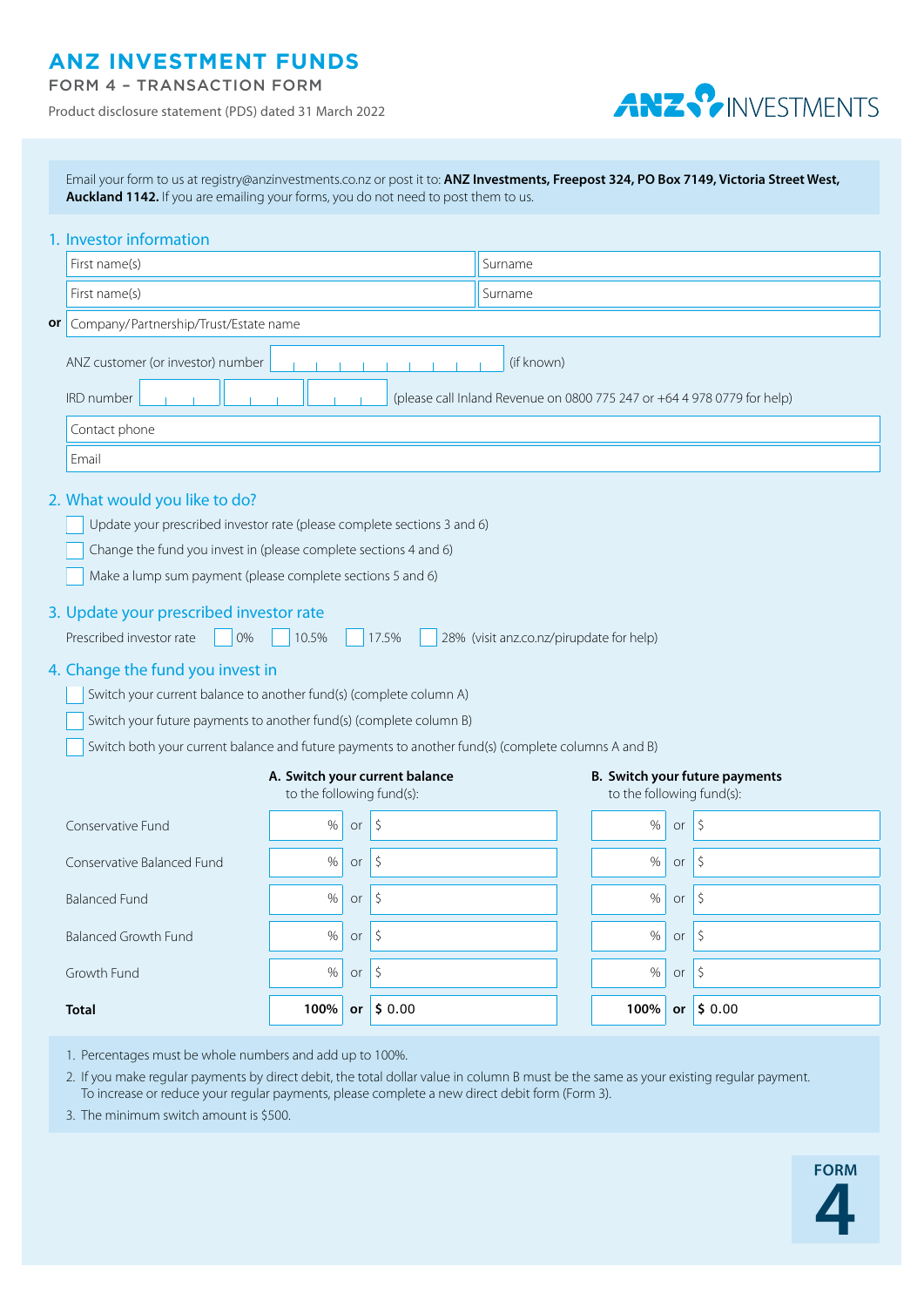# ANZ INVESTMENT FUNDS

FORM 4 – TRANSACTION FORM

Product disclosure statement (PDS) dated 31 March 2022

Email your form to us at registry@anzinvestments.co.nz or post it to: **ANZ Investments, Freepost 324, PO Box 7149, Victoria Street West, Auckland 1142.** If you are emailing your forms, you do not need to post them to us.

## 1. Investor information

| First name(s) | Surname |
|---|---|
| First name(s) | Surname |

**or** Company/Partnership/Trust/Estate name

ANZ customer (or investor) number ______________ (if known)

IRD number ___ ___ ___ (please call Inland Revenue on 0800 775 247 or +64 4 978 0779 for help)

Contact phone

Email

## 2. What would you like to do?

- [ ] Update your prescribed investor rate (please complete sections 3 and 6)
- [ ] Change the fund you invest in (please complete sections 4 and 6)
- [ ] Make a lump sum payment (please complete sections 5 and 6)

## 3. Update your prescribed investor rate

Prescribed investor rate [ ] 0% [ ] 10.5% [ ] 17.5% [ ] 28% (visit anz.co.nz/pirupdate for help)

## 4. Change the fund you invest in

- [ ] Switch your current balance to another fund(s) (complete column A)
- [ ] Switch your future payments to another fund(s) (complete column B)
- [ ] Switch both your current balance and future payments to another fund(s) (complete columns A and B)

| | **A. Switch your current balance** to the following fund(s): | | | **B. Switch your future payments** to the following fund(s): | | |
|---|---|---|---|---|---|---|
| Conservative Fund | % | or | $ | % | or | $ |
| Conservative Balanced Fund | % | or | $ | % | or | $ |
| Balanced Fund | % | or | $ | % | or | $ |
| Balanced Growth Fund | % | or | $ | % | or | $ |
| Growth Fund | % | or | $ | % | or | $ |
| **Total** | **100%** | **or** | **$** 0.00 | **100%** | **or** | **$** 0.00 |

1. Percentages must be whole numbers and add up to 100%.
2. If you make regular payments by direct debit, the total dollar value in column B must be the same as your existing regular payment. To increase or reduce your regular payments, please complete a new direct debit form (Form 3).
3. The minimum switch amount is $500.

FORM 4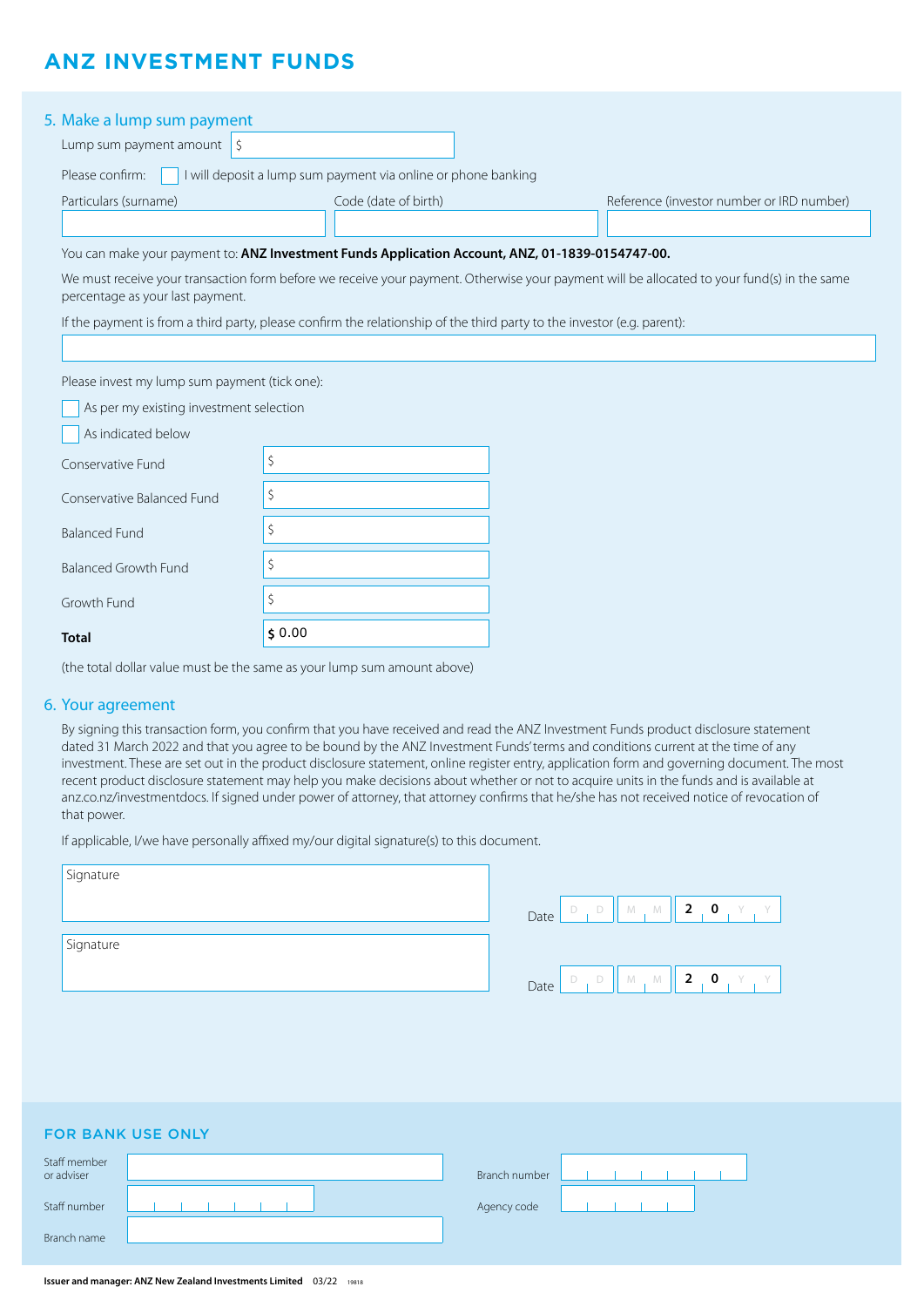# ANZ INVESTMENT FUNDS

## 5. Make a lump sum payment

Lump sum payment amount $

Please confirm: ☐ I will deposit a lump sum payment via online or phone banking

| Particulars (surname) | Code (date of birth) | Reference (investor number or IRD number) |
|---|---|---|
| | | |

You can make your payment to: **ANZ Investment Funds Application Account, ANZ, 01-1839-0154747-00.**

We must receive your transaction form before we receive your payment. Otherwise your payment will be allocated to your fund(s) in the same percentage as your last payment.

If the payment is from a third party, please confirm the relationship of the third party to the investor (e.g. parent):

Please invest my lump sum payment (tick one):

☐ As per my existing investment selection

☐ As indicated below

| | |
|---|---|
| Conservative Fund | $ |
| Conservative Balanced Fund | $ |
| Balanced Fund | $ |
| Balanced Growth Fund | $ |
| Growth Fund | $ |
| **Total** | **$** 0.00 |

(the total dollar value must be the same as your lump sum amount above)

## 6. Your agreement

By signing this transaction form, you confirm that you have received and read the ANZ Investment Funds product disclosure statement dated 31 March 2022 and that you agree to be bound by the ANZ Investment Funds' terms and conditions current at the time of any investment. These are set out in the product disclosure statement, online register entry, application form and governing document. The most recent product disclosure statement may help you make decisions about whether or not to acquire units in the funds and is available at anz.co.nz/investmentdocs. If signed under power of attorney, that attorney confirms that he/she has not received notice of revocation of that power.

If applicable, I/we have personally affixed my/our digital signature(s) to this document.

Signature

Date D D / M M / 2 0 Y Y

Signature

Date D D / M M / 2 0 Y Y

## FOR BANK USE ONLY

Staff member or adviser

Staff number

Branch name

Branch number

Agency code

Issuer and manager: ANZ New Zealand Investments Limited 03/22 19818